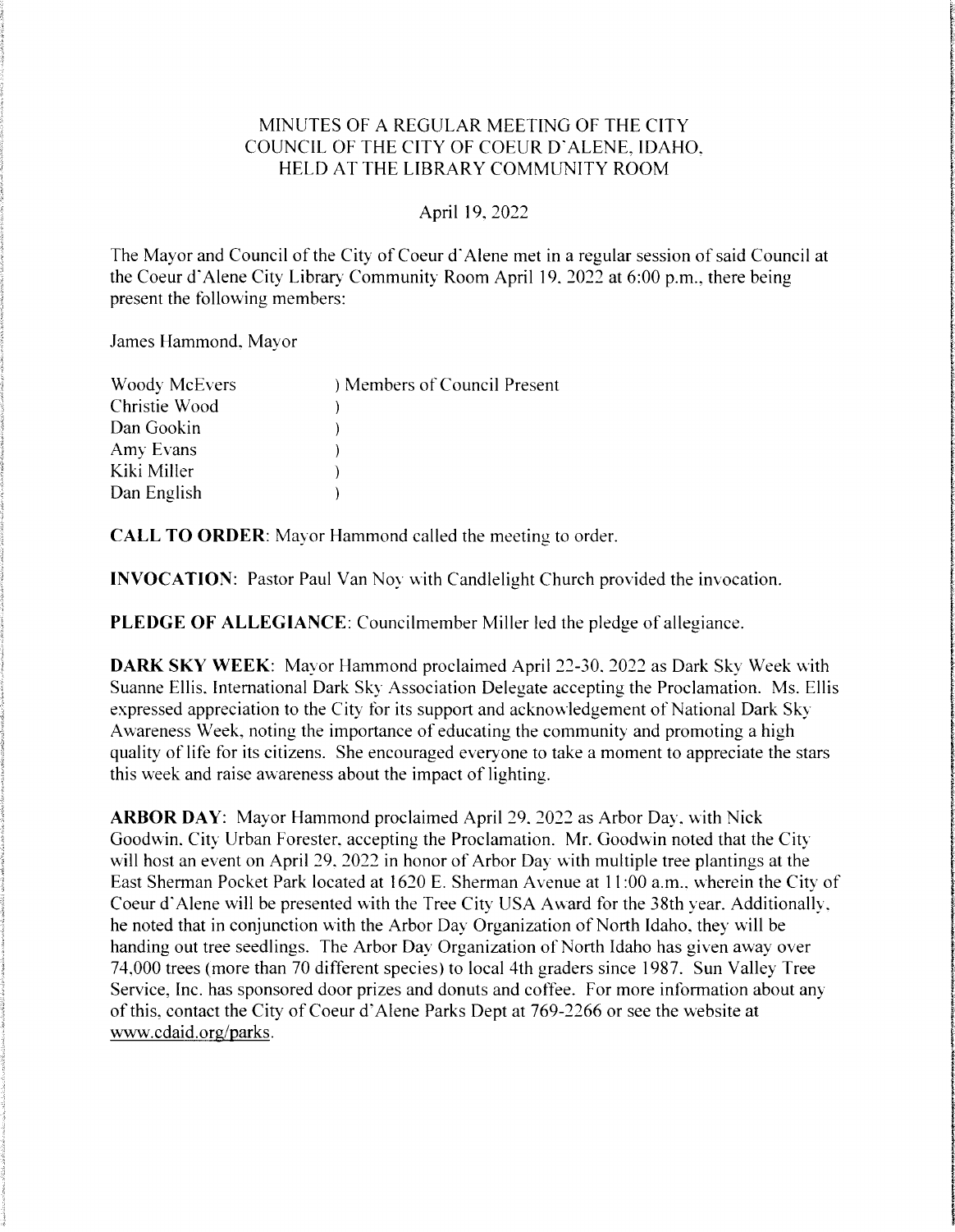# MINUTES OF A REGULAR MEETING OF THE CITY COUNCIL OF THE CITY OF COEUR D'ALENE, IDAHO, HELD AT THE LIBRARY COMMUNITY ROOM

April 19, 2022

The Mayor and Council of the City of Coeur d'Alene met in a regular session of said Council at the Coeur d'Alene City Library Community Room April 19, 2022 at 6:00 p.m., there being present the following members:

James Hammond, Mayor

| | |
|---|---|
| Woody McEvers | ) Members of Council Present |
| Christie Wood | ) |
| Dan Gookin | ) |
| Amy Evans | ) |
| Kiki Miller | ) |
| Dan English | ) |

**CALL TO ORDER**: Mayor Hammond called the meeting to order.

**INVOCATION**: Pastor Paul Van Noy with Candlelight Church provided the invocation.

**PLEDGE OF ALLEGIANCE**: Councilmember Miller led the pledge of allegiance.

**DARK SKY WEEK**: Mayor Hammond proclaimed April 22-30, 2022 as Dark Sky Week with Suanne Ellis, International Dark Sky Association Delegate accepting the Proclamation. Ms. Ellis expressed appreciation to the City for its support and acknowledgement of National Dark Sky Awareness Week, noting the importance of educating the community and promoting a high quality of life for its citizens. She encouraged everyone to take a moment to appreciate the stars this week and raise awareness about the impact of lighting.

**ARBOR DAY**: Mayor Hammond proclaimed April 29, 2022 as Arbor Day, with Nick Goodwin, City Urban Forester, accepting the Proclamation. Mr. Goodwin noted that the City will host an event on April 29, 2022 in honor of Arbor Day with multiple tree plantings at the East Sherman Pocket Park located at 1620 E. Sherman Avenue at 11:00 a.m., wherein the City of Coeur d'Alene will be presented with the Tree City USA Award for the 38th year. Additionally, he noted that in conjunction with the Arbor Day Organization of North Idaho, they will be handing out tree seedlings. The Arbor Day Organization of North Idaho has given away over 74,000 trees (more than 70 different species) to local 4th graders since 1987. Sun Valley Tree Service, Inc. has sponsored door prizes and donuts and coffee. For more information about any of this, contact the City of Coeur d'Alene Parks Dept at 769-2266 or see the website at www.cdaid.org/parks.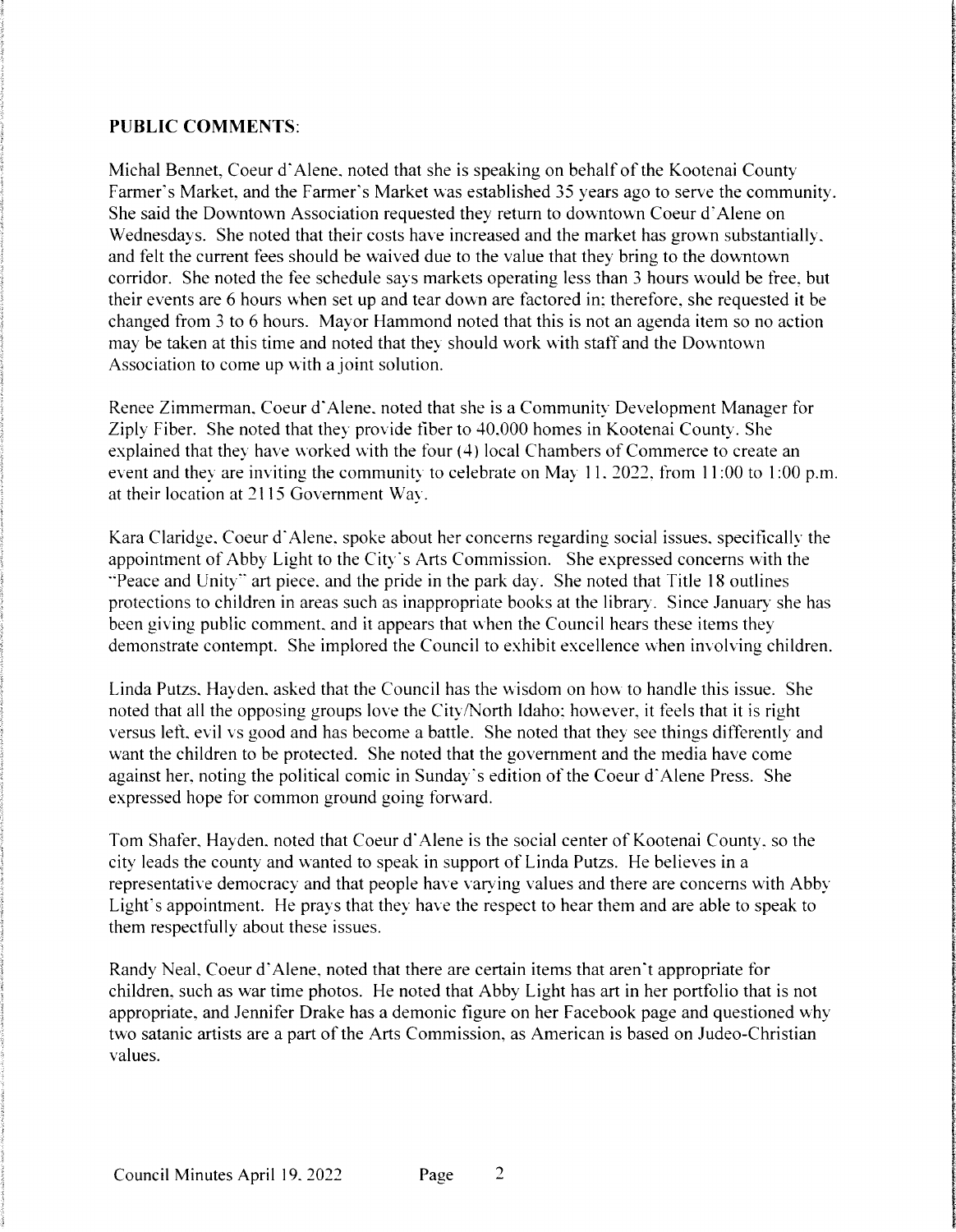**PUBLIC COMMENTS**:

Michal Bennet, Coeur d'Alene, noted that she is speaking on behalf of the Kootenai County Farmer's Market, and the Farmer's Market was established 35 years ago to serve the community. She said the Downtown Association requested they return to downtown Coeur d'Alene on Wednesdays. She noted that their costs have increased and the market has grown substantially, and felt the current fees should be waived due to the value that they bring to the downtown corridor. She noted the fee schedule says markets operating less than 3 hours would be free, but their events are 6 hours when set up and tear down are factored in; therefore, she requested it be changed from 3 to 6 hours. Mayor Hammond noted that this is not an agenda item so no action may be taken at this time and noted that they should work with staff and the Downtown Association to come up with a joint solution.

Renee Zimmerman, Coeur d'Alene, noted that she is a Community Development Manager for Ziply Fiber. She noted that they provide fiber to 40,000 homes in Kootenai County. She explained that they have worked with the four (4) local Chambers of Commerce to create an event and they are inviting the community to celebrate on May 11, 2022, from 11:00 to 1:00 p.m. at their location at 2115 Government Way.

Kara Claridge, Coeur d'Alene, spoke about her concerns regarding social issues, specifically the appointment of Abby Light to the City's Arts Commission. She expressed concerns with the "Peace and Unity" art piece, and the pride in the park day. She noted that Title 18 outlines protections to children in areas such as inappropriate books at the library. Since January she has been giving public comment, and it appears that when the Council hears these items they demonstrate contempt. She implored the Council to exhibit excellence when involving children.

Linda Putzs, Hayden, asked that the Council has the wisdom on how to handle this issue. She noted that all the opposing groups love the City/North Idaho; however, it feels that it is right versus left, evil vs good and has become a battle. She noted that they see things differently and want the children to be protected. She noted that the government and the media have come against her, noting the political comic in Sunday's edition of the Coeur d'Alene Press. She expressed hope for common ground going forward.

Tom Shafer, Hayden, noted that Coeur d'Alene is the social center of Kootenai County, so the city leads the county and wanted to speak in support of Linda Putzs. He believes in a representative democracy and that people have varying values and there are concerns with Abby Light's appointment. He prays that they have the respect to hear them and are able to speak to them respectfully about these issues.

Randy Neal, Coeur d'Alene, noted that there are certain items that aren't appropriate for children, such as war time photos. He noted that Abby Light has art in her portfolio that is not appropriate, and Jennifer Drake has a demonic figure on her Facebook page and questioned why two satanic artists are a part of the Arts Commission, as American is based on Judeo-Christian values.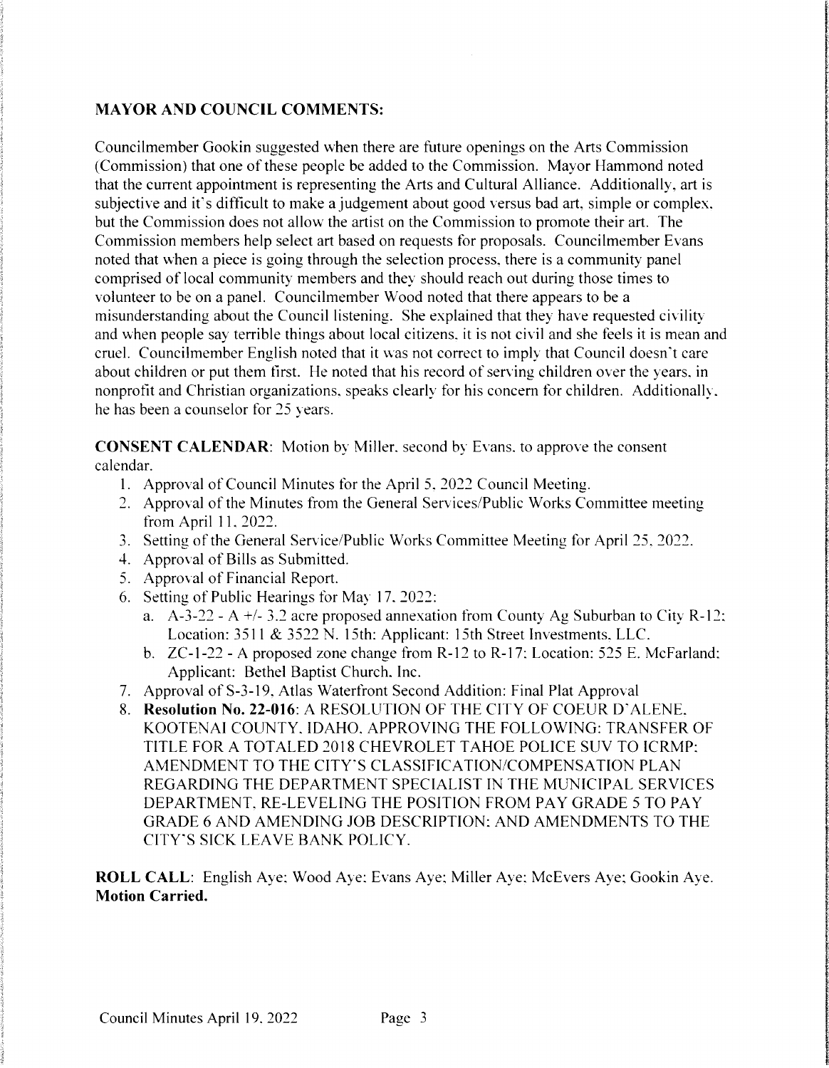**MAYOR AND COUNCIL COMMENTS:**

Councilmember Gookin suggested when there are future openings on the Arts Commission (Commission) that one of these people be added to the Commission. Mayor Hammond noted that the current appointment is representing the Arts and Cultural Alliance. Additionally, art is subjective and it's difficult to make a judgement about good versus bad art, simple or complex, but the Commission does not allow the artist on the Commission to promote their art. The Commission members help select art based on requests for proposals. Councilmember Evans noted that when a piece is going through the selection process, there is a community panel comprised of local community members and they should reach out during those times to volunteer to be on a panel. Councilmember Wood noted that there appears to be a misunderstanding about the Council listening. She explained that they have requested civility and when people say terrible things about local citizens, it is not civil and she feels it is mean and cruel. Councilmember English noted that it was not correct to imply that Council doesn't care about children or put them first. He noted that his record of serving children over the years, in nonprofit and Christian organizations, speaks clearly for his concern for children. Additionally, he has been a counselor for 25 years.

**CONSENT CALENDAR**: Motion by Miller, second by Evans, to approve the consent calendar.

1. Approval of Council Minutes for the April 5, 2022 Council Meeting.
2. Approval of the Minutes from the General Services/Public Works Committee meeting from April 11, 2022.
3. Setting of the General Service/Public Works Committee Meeting for April 25, 2022.
4. Approval of Bills as Submitted.
5. Approval of Financial Report.
6. Setting of Public Hearings for May 17, 2022:
   a. A-3-22 - A +/- 3.2 acre proposed annexation from County Ag Suburban to City R-12; Location: 3511 & 3522 N. 15th: Applicant: 15th Street Investments, LLC.
   b. ZC-1-22 - A proposed zone change from R-12 to R-17; Location: 525 E. McFarland; Applicant: Bethel Baptist Church, Inc.
7. Approval of S-3-19, Atlas Waterfront Second Addition: Final Plat Approval
8. **Resolution No. 22-016**: A RESOLUTION OF THE CITY OF COEUR D'ALENE, KOOTENAI COUNTY, IDAHO, APPROVING THE FOLLOWING: TRANSFER OF TITLE FOR A TOTALED 2018 CHEVROLET TAHOE POLICE SUV TO ICRMP; AMENDMENT TO THE CITY'S CLASSIFICATION/COMPENSATION PLAN REGARDING THE DEPARTMENT SPECIALIST IN THE MUNICIPAL SERVICES DEPARTMENT, RE-LEVELING THE POSITION FROM PAY GRADE 5 TO PAY GRADE 6 AND AMENDING JOB DESCRIPTION; AND AMENDMENTS TO THE CITY'S SICK LEAVE BANK POLICY.

**ROLL CALL**: English Aye; Wood Aye; Evans Aye; Miller Aye; McEvers Aye; Gookin Aye. **Motion Carried.**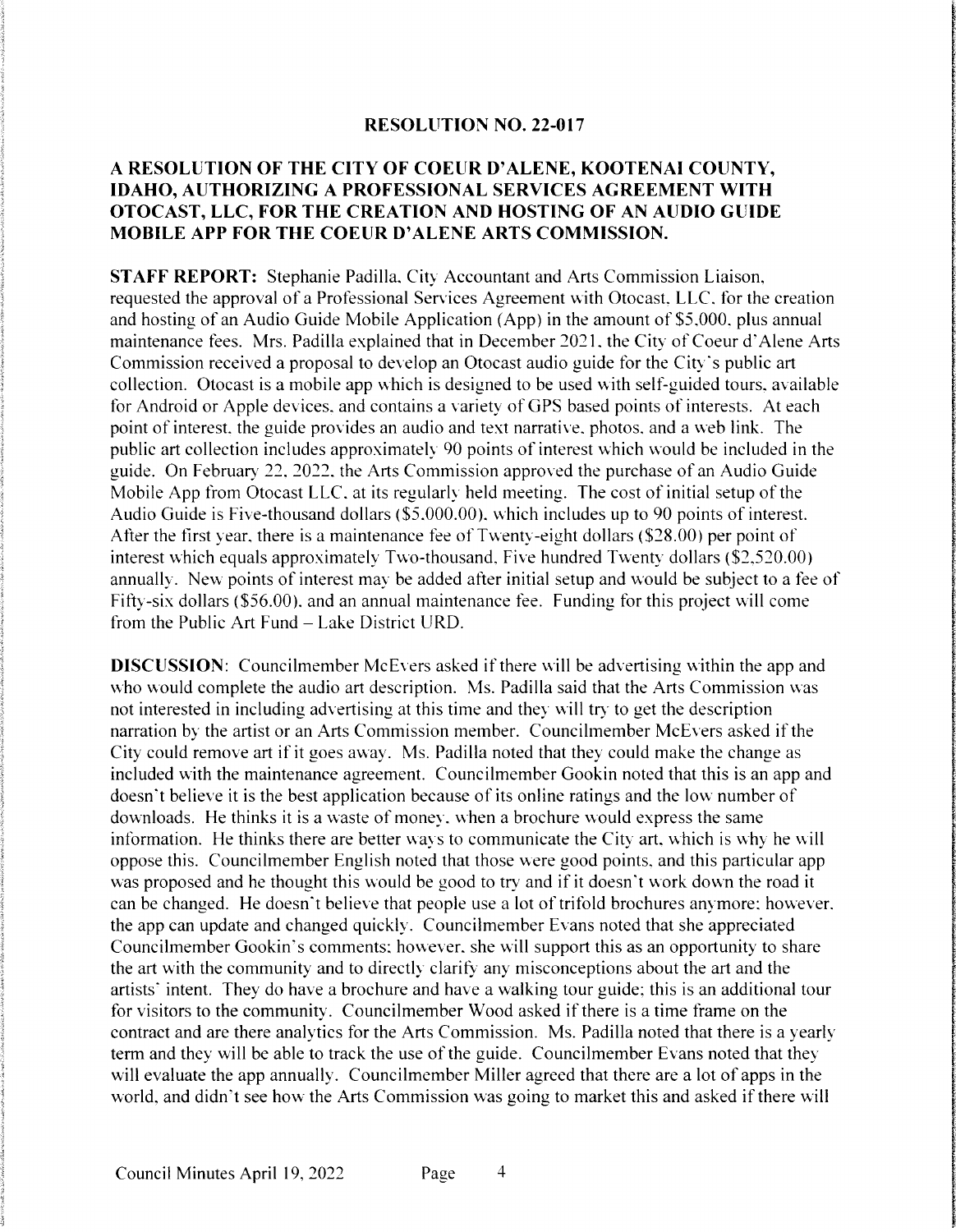**RESOLUTION NO. 22-017**

**A RESOLUTION OF THE CITY OF COEUR D'ALENE, KOOTENAI COUNTY, IDAHO, AUTHORIZING A PROFESSIONAL SERVICES AGREEMENT WITH OTOCAST, LLC, FOR THE CREATION AND HOSTING OF AN AUDIO GUIDE MOBILE APP FOR THE COEUR D'ALENE ARTS COMMISSION.**

**STAFF REPORT:** Stephanie Padilla, City Accountant and Arts Commission Liaison, requested the approval of a Professional Services Agreement with Otocast, LLC, for the creation and hosting of an Audio Guide Mobile Application (App) in the amount of $5,000, plus annual maintenance fees. Mrs. Padilla explained that in December 2021, the City of Coeur d'Alene Arts Commission received a proposal to develop an Otocast audio guide for the City's public art collection. Otocast is a mobile app which is designed to be used with self-guided tours, available for Android or Apple devices, and contains a variety of GPS based points of interests. At each point of interest, the guide provides an audio and text narrative, photos, and a web link. The public art collection includes approximately 90 points of interest which would be included in the guide. On February 22, 2022, the Arts Commission approved the purchase of an Audio Guide Mobile App from Otocast LLC, at its regularly held meeting. The cost of initial setup of the Audio Guide is Five-thousand dollars ($5,000.00), which includes up to 90 points of interest. After the first year, there is a maintenance fee of Twenty-eight dollars ($28.00) per point of interest which equals approximately Two-thousand, Five hundred Twenty dollars ($2,520.00) annually. New points of interest may be added after initial setup and would be subject to a fee of Fifty-six dollars ($56.00), and an annual maintenance fee. Funding for this project will come from the Public Art Fund – Lake District URD.

**DISCUSSION:** Councilmember McEvers asked if there will be advertising within the app and who would complete the audio art description. Ms. Padilla said that the Arts Commission was not interested in including advertising at this time and they will try to get the description narration by the artist or an Arts Commission member. Councilmember McEvers asked if the City could remove art if it goes away. Ms. Padilla noted that they could make the change as included with the maintenance agreement. Councilmember Gookin noted that this is an app and doesn't believe it is the best application because of its online ratings and the low number of downloads. He thinks it is a waste of money, when a brochure would express the same information. He thinks there are better ways to communicate the City art, which is why he will oppose this. Councilmember English noted that those were good points, and this particular app was proposed and he thought this would be good to try and if it doesn't work down the road it can be changed. He doesn't believe that people use a lot of trifold brochures anymore; however, the app can update and changed quickly. Councilmember Evans noted that she appreciated Councilmember Gookin's comments; however, she will support this as an opportunity to share the art with the community and to directly clarify any misconceptions about the art and the artists' intent. They do have a brochure and have a walking tour guide; this is an additional tour for visitors to the community. Councilmember Wood asked if there is a time frame on the contract and are there analytics for the Arts Commission. Ms. Padilla noted that there is a yearly term and they will be able to track the use of the guide. Councilmember Evans noted that they will evaluate the app annually. Councilmember Miller agreed that there are a lot of apps in the world, and didn't see how the Arts Commission was going to market this and asked if there will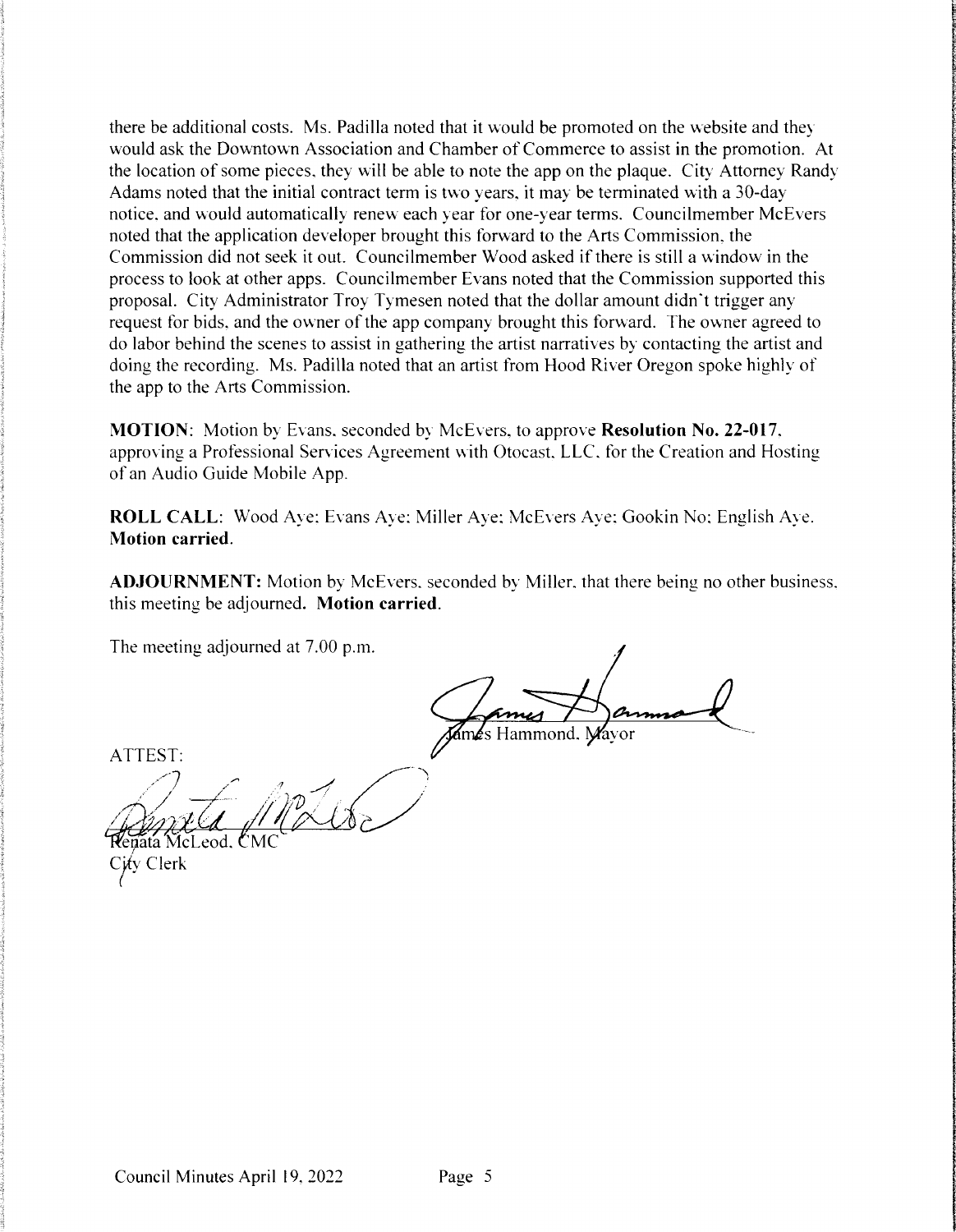there be additional costs. Ms. Padilla noted that it would be promoted on the website and they would ask the Downtown Association and Chamber of Commerce to assist in the promotion. At the location of some pieces, they will be able to note the app on the plaque. City Attorney Randy Adams noted that the initial contract term is two years, it may be terminated with a 30-day notice, and would automatically renew each year for one-year terms. Councilmember McEvers noted that the application developer brought this forward to the Arts Commission, the Commission did not seek it out. Councilmember Wood asked if there is still a window in the process to look at other apps. Councilmember Evans noted that the Commission supported this proposal. City Administrator Troy Tymesen noted that the dollar amount didn't trigger any request for bids, and the owner of the app company brought this forward. The owner agreed to do labor behind the scenes to assist in gathering the artist narratives by contacting the artist and doing the recording. Ms. Padilla noted that an artist from Hood River Oregon spoke highly of the app to the Arts Commission.

**MOTION**: Motion by Evans, seconded by McEvers, to approve **Resolution No. 22-017**, approving a Professional Services Agreement with Otocast, LLC, for the Creation and Hosting of an Audio Guide Mobile App.

**ROLL CALL**: Wood Aye; Evans Aye; Miller Aye; McEvers Aye; Gookin No; English Aye. **Motion carried**.

**ADJOURNMENT:** Motion by McEvers, seconded by Miller, that there being no other business, this meeting be adjourned. **Motion carried**.

The meeting adjourned at 7:00 p.m.

James Hammond, Mayor

ATTEST:

Renata McLeod, CMC
City Clerk